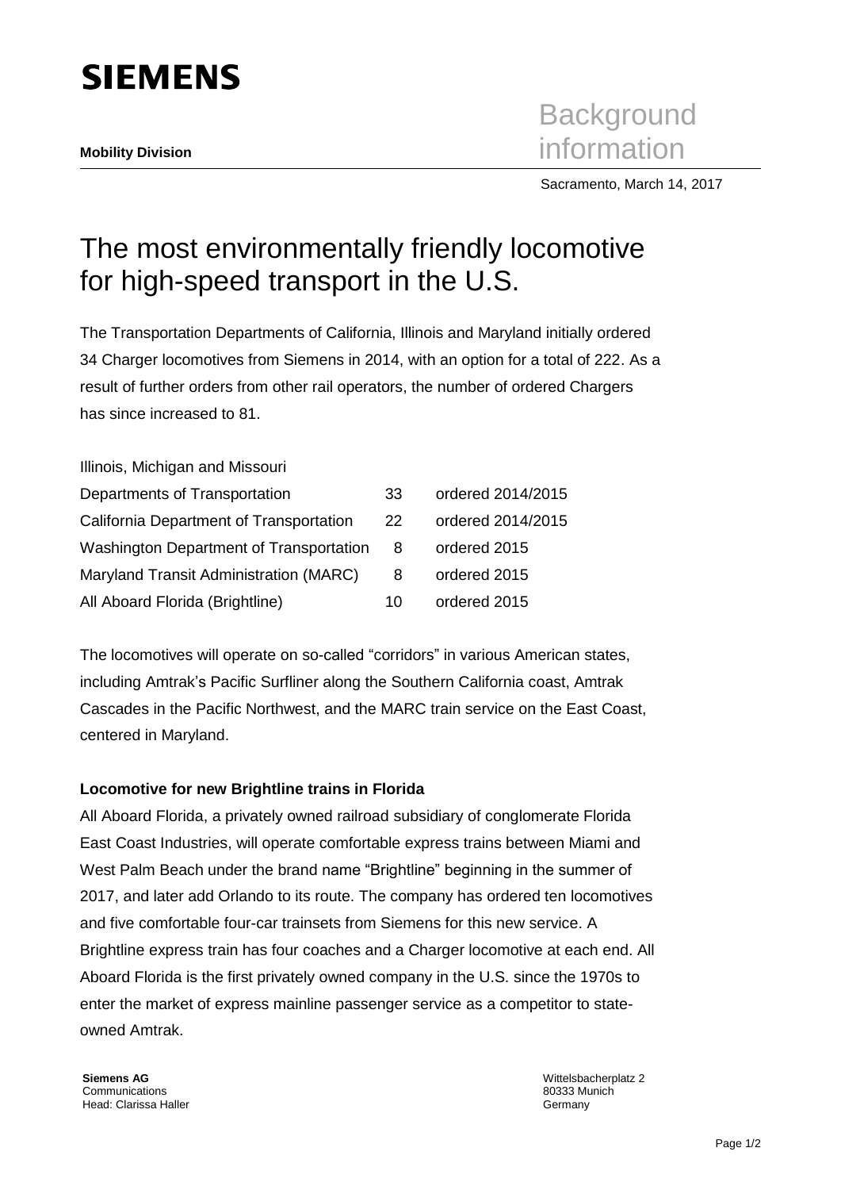**SIEMENS**

**Mobility Division**

Background information

Sacramento, March 14, 2017

# The most environmentally friendly locomotive for high-speed transport in the U.S.

The Transportation Departments of California, Illinois and Maryland initially ordered 34 Charger locomotives from Siemens in 2014, with an option for a total of 222. As a result of further orders from other rail operators, the number of ordered Chargers has since increased to 81.

| Customer | Number | Ordered |
| --- | --- | --- |
| Illinois, Michigan and Missouri Departments of Transportation | 33 | ordered 2014/2015 |
| California Department of Transportation | 22 | ordered 2014/2015 |
| Washington Department of Transportation | 8 | ordered 2015 |
| Maryland Transit Administration (MARC) | 8 | ordered 2015 |
| All Aboard Florida (Brightline) | 10 | ordered 2015 |

The locomotives will operate on so-called "corridors" in various American states, including Amtrak's Pacific Surfliner along the Southern California coast, Amtrak Cascades in the Pacific Northwest, and the MARC train service on the East Coast, centered in Maryland.

**Locomotive for new Brightline trains in Florida**

All Aboard Florida, a privately owned railroad subsidiary of conglomerate Florida East Coast Industries, will operate comfortable express trains between Miami and West Palm Beach under the brand name "Brightline" beginning in the summer of 2017, and later add Orlando to its route. The company has ordered ten locomotives and five comfortable four-car trainsets from Siemens for this new service. A Brightline express train has four coaches and a Charger locomotive at each end. All Aboard Florida is the first privately owned company in the U.S. since the 1970s to enter the market of express mainline passenger service as a competitor to state-owned Amtrak.

**Siemens AG**
Communications
Head: Clarissa Haller

Wittelsbacherplatz 2
80333 Munich
Germany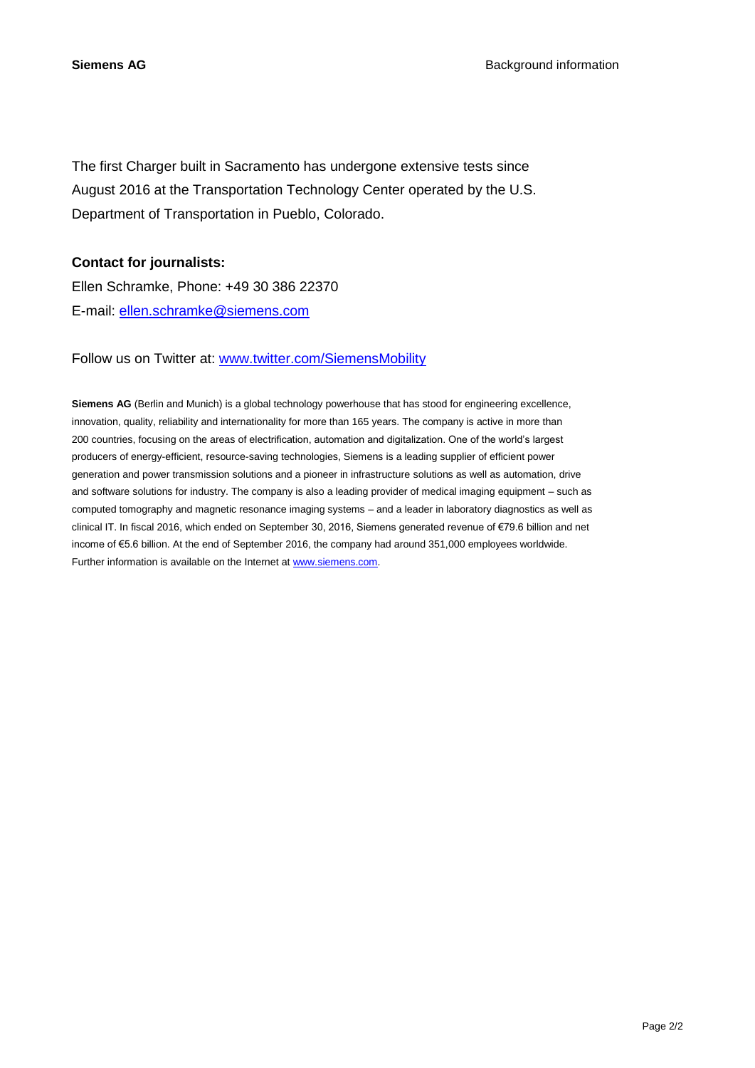The first Charger built in Sacramento has undergone extensive tests since August 2016 at the Transportation Technology Center operated by the U.S. Department of Transportation in Pueblo, Colorado.

**Contact for journalists:**

Ellen Schramke, Phone: +49 30 386 22370

E-mail: ellen.schramke@siemens.com

Follow us on Twitter at: www.twitter.com/SiemensMobility

**Siemens AG** (Berlin and Munich) is a global technology powerhouse that has stood for engineering excellence, innovation, quality, reliability and internationality for more than 165 years. The company is active in more than 200 countries, focusing on the areas of electrification, automation and digitalization. One of the world's largest producers of energy-efficient, resource-saving technologies, Siemens is a leading supplier of efficient power generation and power transmission solutions and a pioneer in infrastructure solutions as well as automation, drive and software solutions for industry. The company is also a leading provider of medical imaging equipment – such as computed tomography and magnetic resonance imaging systems – and a leader in laboratory diagnostics as well as clinical IT. In fiscal 2016, which ended on September 30, 2016, Siemens generated revenue of €79.6 billion and net income of €5.6 billion. At the end of September 2016, the company had around 351,000 employees worldwide. Further information is available on the Internet at www.siemens.com.